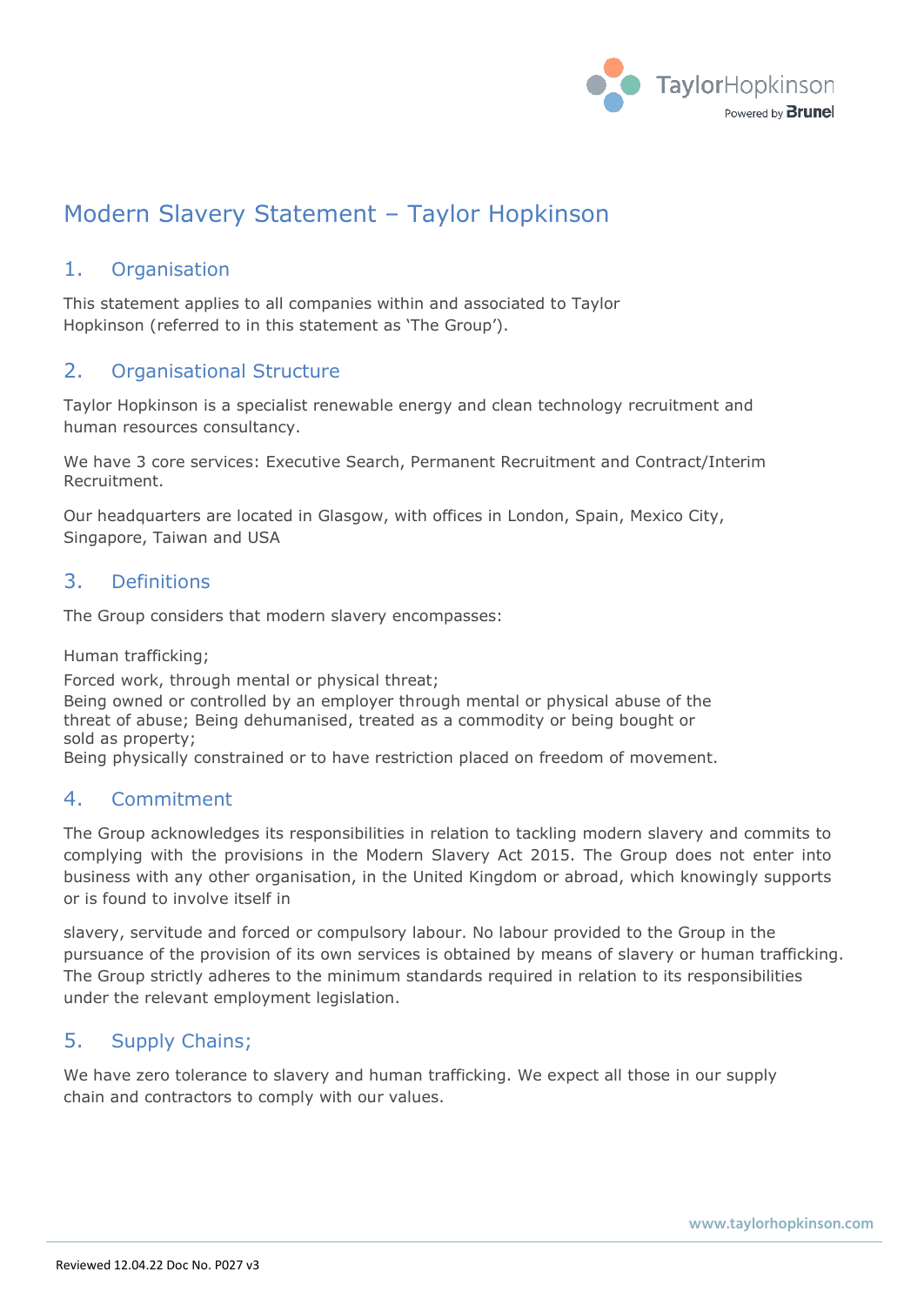# Modern Slavery Statement – Taylor Hopkinson

## 1. Organisation

This statement applies to all companies within and associated to Taylor Hopkinson (referred to in this statement as 'The Group').

## 2. Organisational Structure

Taylor Hopkinson is a specialist renewable energy and clean technology recruitment and human resources consultancy.

We have 3 core services: Executive Search, Permanent Recruitment and Contract/Interim Recruitment.

Our headquarters are located in Glasgow, with offices in London, Spain, Mexico City, Singapore, Taiwan and USA

## 3. Definitions

The Group considers that modern slavery encompasses:

Human trafficking;
Forced work, through mental or physical threat;
Being owned or controlled by an employer through mental or physical abuse of the threat of abuse; Being dehumanised, treated as a commodity or being bought or sold as property;
Being physically constrained or to have restriction placed on freedom of movement.

## 4. Commitment

The Group acknowledges its responsibilities in relation to tackling modern slavery and commits to complying with the provisions in the Modern Slavery Act 2015. The Group does not enter into business with any other organisation, in the United Kingdom or abroad, which knowingly supports or is found to involve itself in

slavery, servitude and forced or compulsory labour. No labour provided to the Group in the pursuance of the provision of its own services is obtained by means of slavery or human trafficking. The Group strictly adheres to the minimum standards required in relation to its responsibilities under the relevant employment legislation.

## 5. Supply Chains;

We have zero tolerance to slavery and human trafficking. We expect all those in our supply chain and contractors to comply with our values.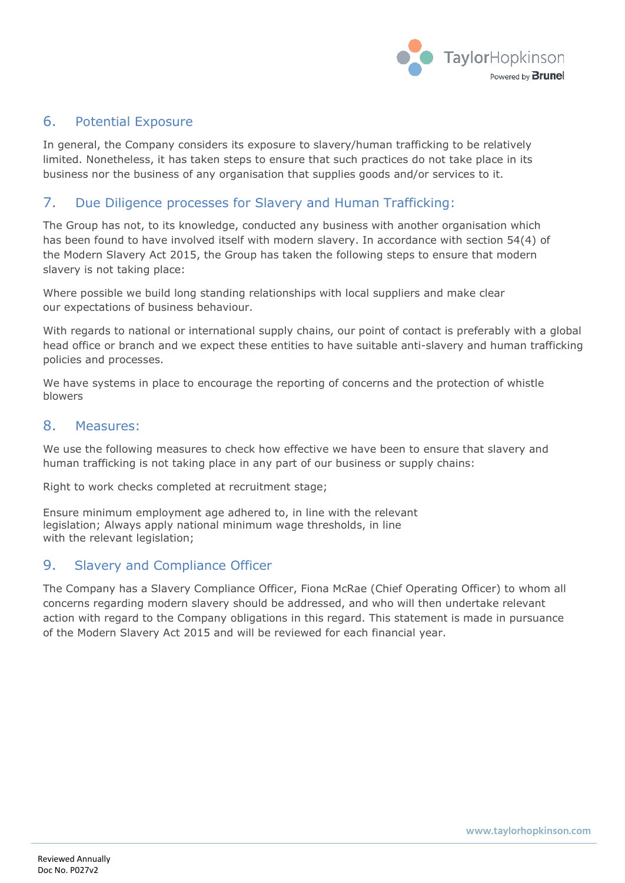## 6. Potential Exposure

In general, the Company considers its exposure to slavery/human trafficking to be relatively limited. Nonetheless, it has taken steps to ensure that such practices do not take place in its business nor the business of any organisation that supplies goods and/or services to it.

## 7. Due Diligence processes for Slavery and Human Trafficking:

The Group has not, to its knowledge, conducted any business with another organisation which has been found to have involved itself with modern slavery. In accordance with section 54(4) of the Modern Slavery Act 2015, the Group has taken the following steps to ensure that modern slavery is not taking place:

Where possible we build long standing relationships with local suppliers and make clear our expectations of business behaviour.

With regards to national or international supply chains, our point of contact is preferably with a global head office or branch and we expect these entities to have suitable anti-slavery and human trafficking policies and processes.

We have systems in place to encourage the reporting of concerns and the protection of whistle blowers

## 8. Measures:

We use the following measures to check how effective we have been to ensure that slavery and human trafficking is not taking place in any part of our business or supply chains:

Right to work checks completed at recruitment stage;

Ensure minimum employment age adhered to, in line with the relevant legislation; Always apply national minimum wage thresholds, in line with the relevant legislation;

## 9. Slavery and Compliance Officer

The Company has a Slavery Compliance Officer, Fiona McRae (Chief Operating Officer) to whom all concerns regarding modern slavery should be addressed, and who will then undertake relevant action with regard to the Company obligations in this regard. This statement is made in pursuance of the Modern Slavery Act 2015 and will be reviewed for each financial year.